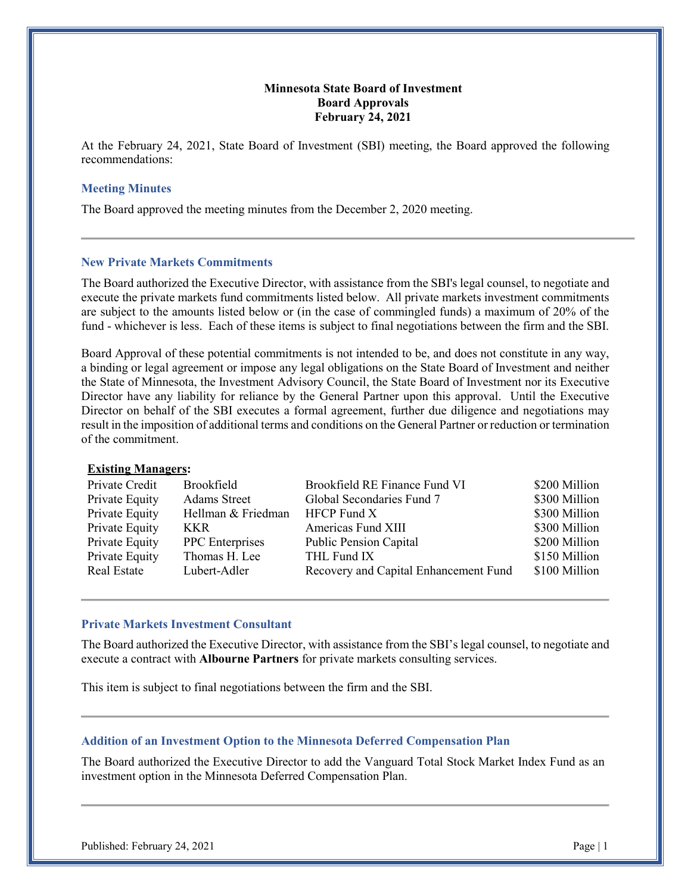**Minnesota State Board of Investment**
**Board Approvals**
**February 24, 2021**

At the February 24, 2021, State Board of Investment (SBI) meeting, the Board approved the following recommendations:

### Meeting Minutes

The Board approved the meeting minutes from the December 2, 2020 meeting.

---

### New Private Markets Commitments

The Board authorized the Executive Director, with assistance from the SBI's legal counsel, to negotiate and execute the private markets fund commitments listed below. All private markets investment commitments are subject to the amounts listed below or (in the case of commingled funds) a maximum of 20% of the fund - whichever is less. Each of these items is subject to final negotiations between the firm and the SBI.

Board Approval of these potential commitments is not intended to be, and does not constitute in any way, a binding or legal agreement or impose any legal obligations on the State Board of Investment and neither the State of Minnesota, the Investment Advisory Council, the State Board of Investment nor its Executive Director have any liability for reliance by the General Partner upon this approval. Until the Executive Director on behalf of the SBI executes a formal agreement, further due diligence and negotiations may result in the imposition of additional terms and conditions on the General Partner or reduction or termination of the commitment.

**Existing Managers:**

| | | | |
|---|---|---|---|
| Private Credit | Brookfield | Brookfield RE Finance Fund VI | $200 Million |
| Private Equity | Adams Street | Global Secondaries Fund 7 | $300 Million |
| Private Equity | Hellman & Friedman | HFCP Fund X | $300 Million |
| Private Equity | KKR | Americas Fund XIII | $300 Million |
| Private Equity | PPC Enterprises | Public Pension Capital | $200 Million |
| Private Equity | Thomas H. Lee | THL Fund IX | $150 Million |
| Real Estate | Lubert-Adler | Recovery and Capital Enhancement Fund | $100 Million |

---

### Private Markets Investment Consultant

The Board authorized the Executive Director, with assistance from the SBI's legal counsel, to negotiate and execute a contract with **Albourne Partners** for private markets consulting services.

This item is subject to final negotiations between the firm and the SBI.

---

### Addition of an Investment Option to the Minnesota Deferred Compensation Plan

The Board authorized the Executive Director to add the Vanguard Total Stock Market Index Fund as an investment option in the Minnesota Deferred Compensation Plan.

---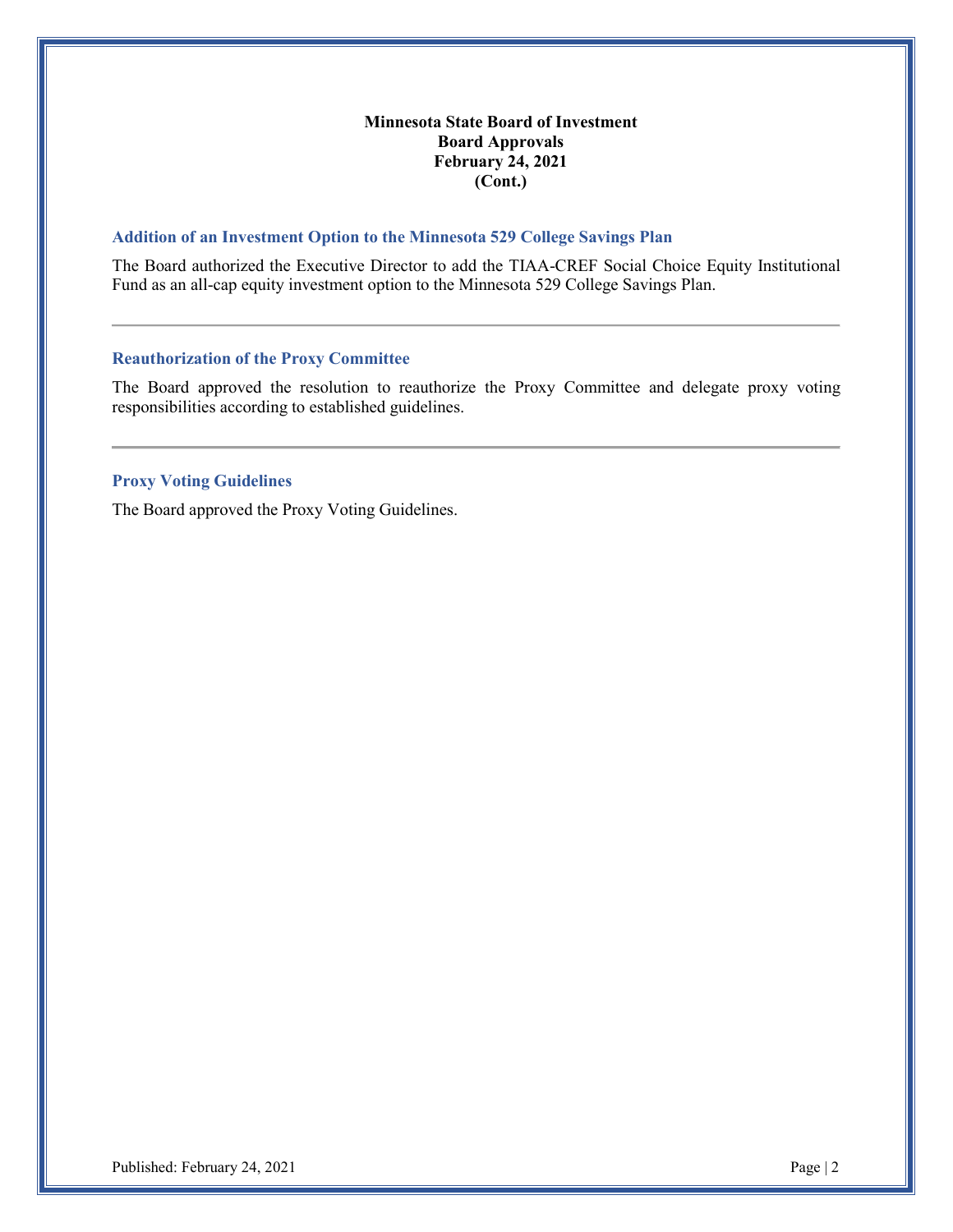**Minnesota State Board of Investment**
**Board Approvals**
**February 24, 2021**
**(Cont.)**

### Addition of an Investment Option to the Minnesota 529 College Savings Plan

The Board authorized the Executive Director to add the TIAA-CREF Social Choice Equity Institutional Fund as an all-cap equity investment option to the Minnesota 529 College Savings Plan.

---

### Reauthorization of the Proxy Committee

The Board approved the resolution to reauthorize the Proxy Committee and delegate proxy voting responsibilities according to established guidelines.

---

### Proxy Voting Guidelines

The Board approved the Proxy Voting Guidelines.

Published: February 24, 2021